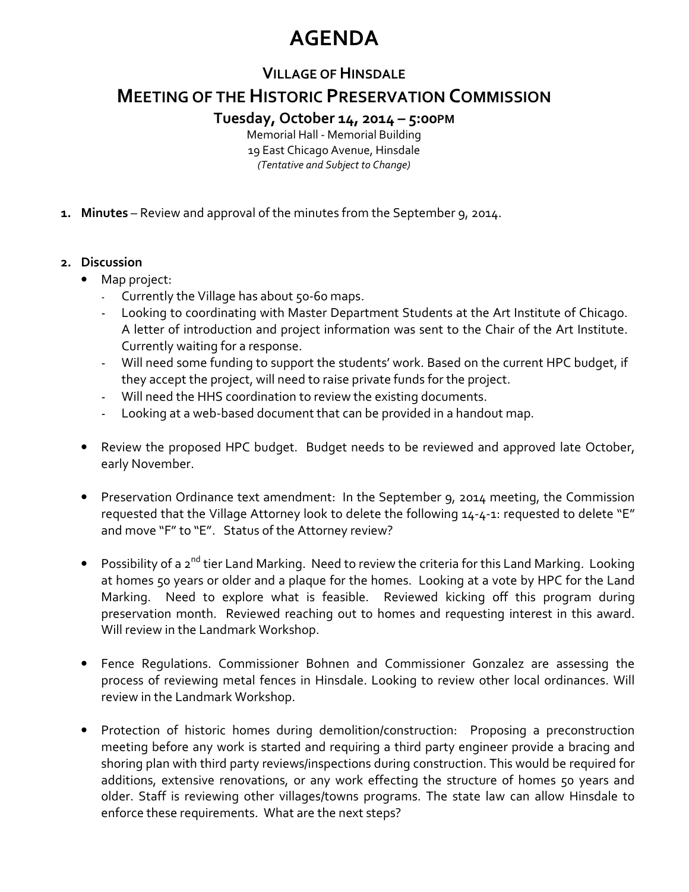# AGENDA

## VILLAGE OF HINSDALE

## MEETING OF THE HISTORIC PRESERVATION COMMISSION

### Tuesday, October 14, 2014 – 5:00PM

Memorial Hall - Memorial Building
19 East Chicago Avenue, Hinsdale
*(Tentative and Subject to Change)*

1. **Minutes** – Review and approval of the minutes from the September 9, 2014.

2. **Discussion**
   - Map project:
     - Currently the Village has about 50-60 maps.
     - Looking to coordinating with Master Department Students at the Art Institute of Chicago. A letter of introduction and project information was sent to the Chair of the Art Institute. Currently waiting for a response.
     - Will need some funding to support the students' work. Based on the current HPC budget, if they accept the project, will need to raise private funds for the project.
     - Will need the HHS coordination to review the existing documents.
     - Looking at a web-based document that can be provided in a handout map.
   - Review the proposed HPC budget. Budget needs to be reviewed and approved late October, early November.
   - Preservation Ordinance text amendment: In the September 9, 2014 meeting, the Commission requested that the Village Attorney look to delete the following 14-4-1: requested to delete "E" and move "F" to "E". Status of the Attorney review?
   - Possibility of a 2nd tier Land Marking. Need to review the criteria for this Land Marking. Looking at homes 50 years or older and a plaque for the homes. Looking at a vote by HPC for the Land Marking. Need to explore what is feasible. Reviewed kicking off this program during preservation month. Reviewed reaching out to homes and requesting interest in this award. Will review in the Landmark Workshop.
   - Fence Regulations. Commissioner Bohnen and Commissioner Gonzalez are assessing the process of reviewing metal fences in Hinsdale. Looking to review other local ordinances. Will review in the Landmark Workshop.
   - Protection of historic homes during demolition/construction: Proposing a preconstruction meeting before any work is started and requiring a third party engineer provide a bracing and shoring plan with third party reviews/inspections during construction. This would be required for additions, extensive renovations, or any work effecting the structure of homes 50 years and older. Staff is reviewing other villages/towns programs. The state law can allow Hinsdale to enforce these requirements. What are the next steps?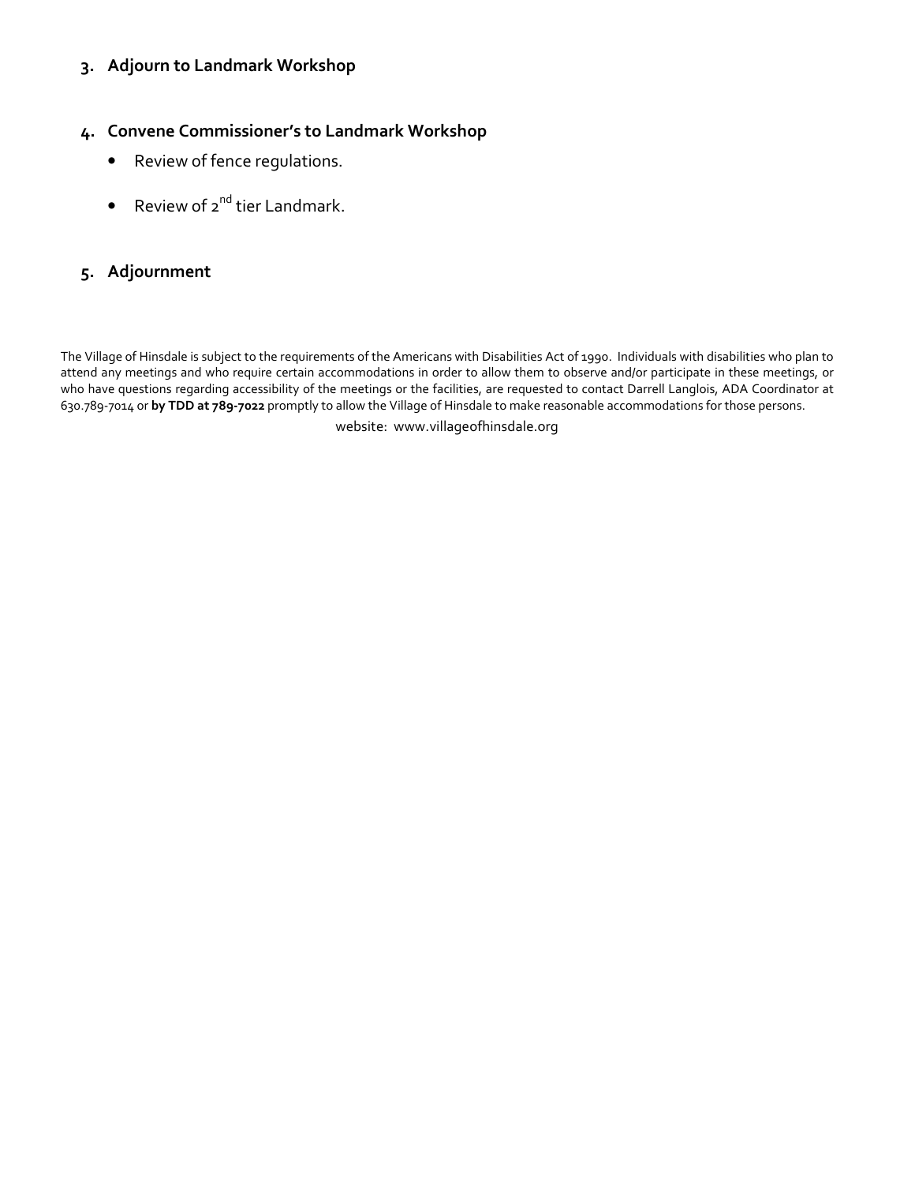3. **Adjourn to Landmark Workshop**

4. **Convene Commissioner's to Landmark Workshop**
   - Review of fence regulations.
   - Review of $2^{nd}$ tier Landmark.

5. **Adjournment**

The Village of Hinsdale is subject to the requirements of the Americans with Disabilities Act of 1990. Individuals with disabilities who plan to attend any meetings and who require certain accommodations in order to allow them to observe and/or participate in these meetings, or who have questions regarding accessibility of the meetings or the facilities, are requested to contact Darrell Langlois, ADA Coordinator at 630.789-7014 or **by TDD at 789-7022** promptly to allow the Village of Hinsdale to make reasonable accommodations for those persons.

website: www.villageofhinsdale.org